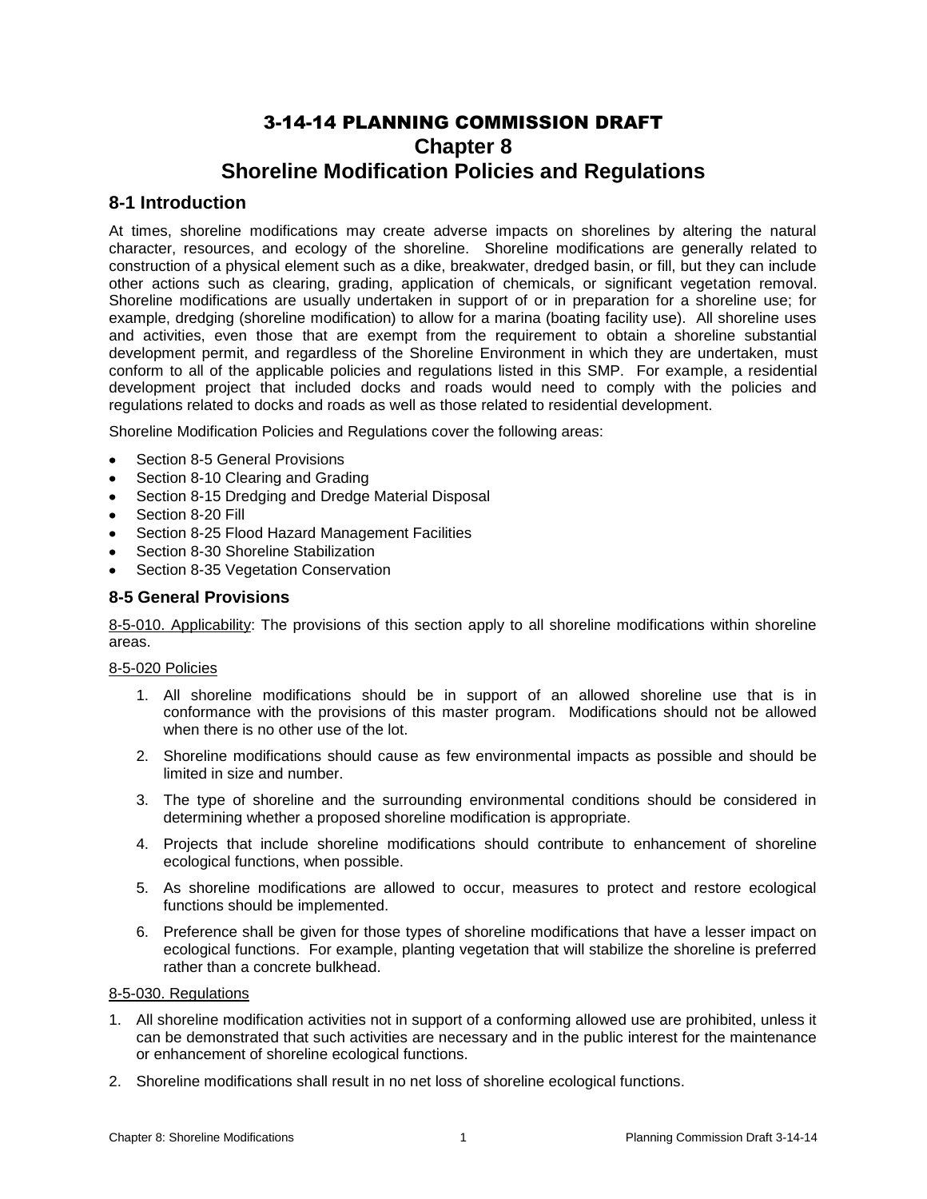# 3-14-14 PLANNING COMMISSION DRAFT

# Chapter 8

# Shoreline Modification Policies and Regulations

## 8-1 Introduction

At times, shoreline modifications may create adverse impacts on shorelines by altering the natural character, resources, and ecology of the shoreline. Shoreline modifications are generally related to construction of a physical element such as a dike, breakwater, dredged basin, or fill, but they can include other actions such as clearing, grading, application of chemicals, or significant vegetation removal. Shoreline modifications are usually undertaken in support of or in preparation for a shoreline use; for example, dredging (shoreline modification) to allow for a marina (boating facility use). All shoreline uses and activities, even those that are exempt from the requirement to obtain a shoreline substantial development permit, and regardless of the Shoreline Environment in which they are undertaken, must conform to all of the applicable policies and regulations listed in this SMP. For example, a residential development project that included docks and roads would need to comply with the policies and regulations related to docks and roads as well as those related to residential development.

Shoreline Modification Policies and Regulations cover the following areas:

- Section 8-5 General Provisions
- Section 8-10 Clearing and Grading
- Section 8-15 Dredging and Dredge Material Disposal
- Section 8-20 Fill
- Section 8-25 Flood Hazard Management Facilities
- Section 8-30 Shoreline Stabilization
- Section 8-35 Vegetation Conservation

## 8-5 General Provisions

8-5-010. Applicability: The provisions of this section apply to all shoreline modifications within shoreline areas.

8-5-020 Policies

1. All shoreline modifications should be in support of an allowed shoreline use that is in conformance with the provisions of this master program. Modifications should not be allowed when there is no other use of the lot.
2. Shoreline modifications should cause as few environmental impacts as possible and should be limited in size and number.
3. The type of shoreline and the surrounding environmental conditions should be considered in determining whether a proposed shoreline modification is appropriate.
4. Projects that include shoreline modifications should contribute to enhancement of shoreline ecological functions, when possible.
5. As shoreline modifications are allowed to occur, measures to protect and restore ecological functions should be implemented.
6. Preference shall be given for those types of shoreline modifications that have a lesser impact on ecological functions. For example, planting vegetation that will stabilize the shoreline is preferred rather than a concrete bulkhead.

8-5-030. Regulations

1. All shoreline modification activities not in support of a conforming allowed use are prohibited, unless it can be demonstrated that such activities are necessary and in the public interest for the maintenance or enhancement of shoreline ecological functions.
2. Shoreline modifications shall result in no net loss of shoreline ecological functions.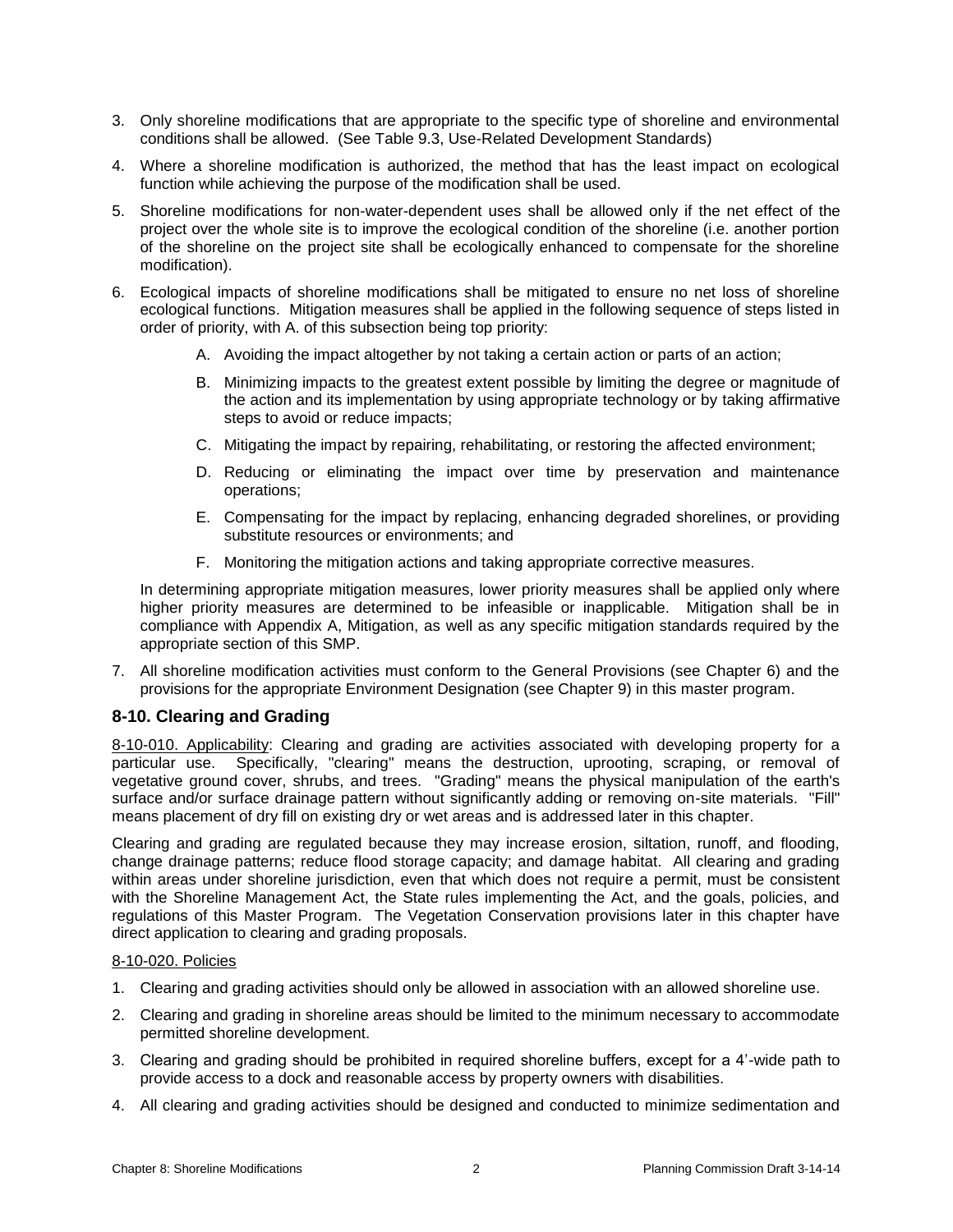3. Only shoreline modifications that are appropriate to the specific type of shoreline and environmental conditions shall be allowed. (See Table 9.3, Use-Related Development Standards)

4. Where a shoreline modification is authorized, the method that has the least impact on ecological function while achieving the purpose of the modification shall be used.

5. Shoreline modifications for non-water-dependent uses shall be allowed only if the net effect of the project over the whole site is to improve the ecological condition of the shoreline (i.e. another portion of the shoreline on the project site shall be ecologically enhanced to compensate for the shoreline modification).

6. Ecological impacts of shoreline modifications shall be mitigated to ensure no net loss of shoreline ecological functions. Mitigation measures shall be applied in the following sequence of steps listed in order of priority, with A. of this subsection being top priority:

   A. Avoiding the impact altogether by not taking a certain action or parts of an action;

   B. Minimizing impacts to the greatest extent possible by limiting the degree or magnitude of the action and its implementation by using appropriate technology or by taking affirmative steps to avoid or reduce impacts;

   C. Mitigating the impact by repairing, rehabilitating, or restoring the affected environment;

   D. Reducing or eliminating the impact over time by preservation and maintenance operations;

   E. Compensating for the impact by replacing, enhancing degraded shorelines, or providing substitute resources or environments; and

   F. Monitoring the mitigation actions and taking appropriate corrective measures.

   In determining appropriate mitigation measures, lower priority measures shall be applied only where higher priority measures are determined to be infeasible or inapplicable. Mitigation shall be in compliance with Appendix A, Mitigation, as well as any specific mitigation standards required by the appropriate section of this SMP.

7. All shoreline modification activities must conform to the General Provisions (see Chapter 6) and the provisions for the appropriate Environment Designation (see Chapter 9) in this master program.

## 8-10. Clearing and Grading

8-10-010. Applicability: Clearing and grading are activities associated with developing property for a particular use. Specifically, "clearing" means the destruction, uprooting, scraping, or removal of vegetative ground cover, shrubs, and trees. "Grading" means the physical manipulation of the earth's surface and/or surface drainage pattern without significantly adding or removing on-site materials. "Fill" means placement of dry fill on existing dry or wet areas and is addressed later in this chapter.

Clearing and grading are regulated because they may increase erosion, siltation, runoff, and flooding, change drainage patterns; reduce flood storage capacity; and damage habitat. All clearing and grading within areas under shoreline jurisdiction, even that which does not require a permit, must be consistent with the Shoreline Management Act, the State rules implementing the Act, and the goals, policies, and regulations of this Master Program. The Vegetation Conservation provisions later in this chapter have direct application to clearing and grading proposals.

8-10-020. Policies

1. Clearing and grading activities should only be allowed in association with an allowed shoreline use.

2. Clearing and grading in shoreline areas should be limited to the minimum necessary to accommodate permitted shoreline development.

3. Clearing and grading should be prohibited in required shoreline buffers, except for a 4'-wide path to provide access to a dock and reasonable access by property owners with disabilities.

4. All clearing and grading activities should be designed and conducted to minimize sedimentation and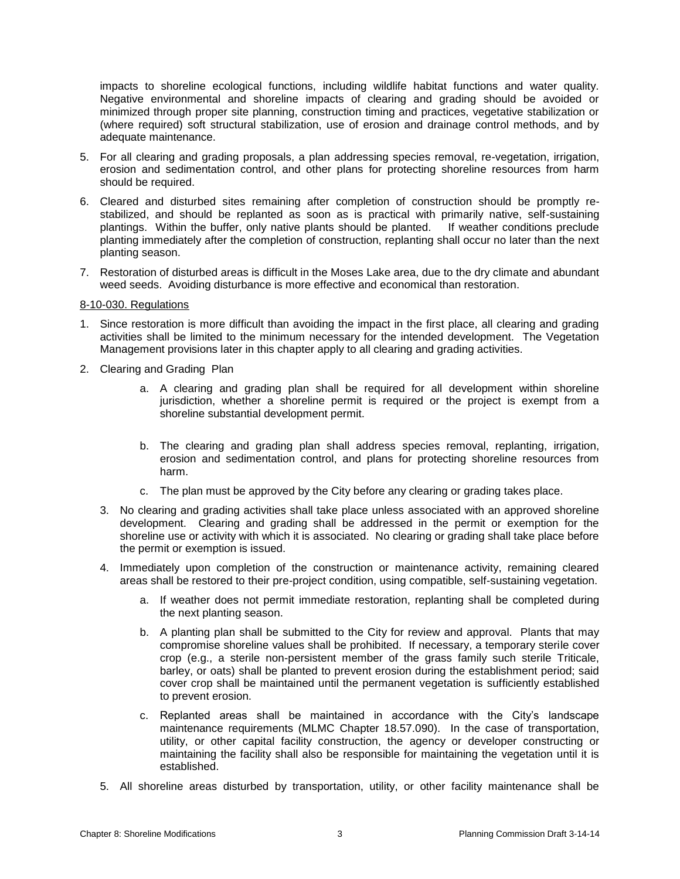impacts to shoreline ecological functions, including wildlife habitat functions and water quality. Negative environmental and shoreline impacts of clearing and grading should be avoided or minimized through proper site planning, construction timing and practices, vegetative stabilization or (where required) soft structural stabilization, use of erosion and drainage control methods, and by adequate maintenance.

5. For all clearing and grading proposals, a plan addressing species removal, re-vegetation, irrigation, erosion and sedimentation control, and other plans for protecting shoreline resources from harm should be required.
6. Cleared and disturbed sites remaining after completion of construction should be promptly re-stabilized, and should be replanted as soon as is practical with primarily native, self-sustaining plantings. Within the buffer, only native plants should be planted. If weather conditions preclude planting immediately after the completion of construction, replanting shall occur no later than the next planting season.
7. Restoration of disturbed areas is difficult in the Moses Lake area, due to the dry climate and abundant weed seeds. Avoiding disturbance is more effective and economical than restoration.

8-10-030. Regulations

1. Since restoration is more difficult than avoiding the impact in the first place, all clearing and grading activities shall be limited to the minimum necessary for the intended development. The Vegetation Management provisions later in this chapter apply to all clearing and grading activities.
2. Clearing and Grading Plan
   a. A clearing and grading plan shall be required for all development within shoreline jurisdiction, whether a shoreline permit is required or the project is exempt from a shoreline substantial development permit.
   b. The clearing and grading plan shall address species removal, replanting, irrigation, erosion and sedimentation control, and plans for protecting shoreline resources from harm.
   c. The plan must be approved by the City before any clearing or grading takes place.
3. No clearing and grading activities shall take place unless associated with an approved shoreline development. Clearing and grading shall be addressed in the permit or exemption for the shoreline use or activity with which it is associated. No clearing or grading shall take place before the permit or exemption is issued.
4. Immediately upon completion of the construction or maintenance activity, remaining cleared areas shall be restored to their pre-project condition, using compatible, self-sustaining vegetation.
   a. If weather does not permit immediate restoration, replanting shall be completed during the next planting season.
   b. A planting plan shall be submitted to the City for review and approval. Plants that may compromise shoreline values shall be prohibited. If necessary, a temporary sterile cover crop (e.g., a sterile non-persistent member of the grass family such sterile Triticale, barley, or oats) shall be planted to prevent erosion during the establishment period; said cover crop shall be maintained until the permanent vegetation is sufficiently established to prevent erosion.
   c. Replanted areas shall be maintained in accordance with the City's landscape maintenance requirements (MLMC Chapter 18.57.090). In the case of transportation, utility, or other capital facility construction, the agency or developer constructing or maintaining the facility shall also be responsible for maintaining the vegetation until it is established.
5. All shoreline areas disturbed by transportation, utility, or other facility maintenance shall be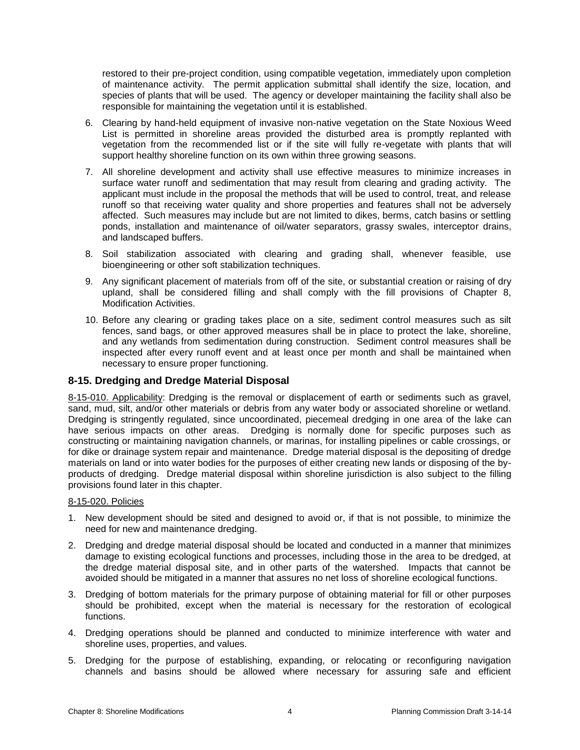restored to their pre-project condition, using compatible vegetation, immediately upon completion of maintenance activity. The permit application submittal shall identify the size, location, and species of plants that will be used. The agency or developer maintaining the facility shall also be responsible for maintaining the vegetation until it is established.

6. Clearing by hand-held equipment of invasive non-native vegetation on the State Noxious Weed List is permitted in shoreline areas provided the disturbed area is promptly replanted with vegetation from the recommended list or if the site will fully re-vegetate with plants that will support healthy shoreline function on its own within three growing seasons.

7. All shoreline development and activity shall use effective measures to minimize increases in surface water runoff and sedimentation that may result from clearing and grading activity. The applicant must include in the proposal the methods that will be used to control, treat, and release runoff so that receiving water quality and shore properties and features shall not be adversely affected. Such measures may include but are not limited to dikes, berms, catch basins or settling ponds, installation and maintenance of oil/water separators, grassy swales, interceptor drains, and landscaped buffers.

8. Soil stabilization associated with clearing and grading shall, whenever feasible, use bioengineering or other soft stabilization techniques.

9. Any significant placement of materials from off of the site, or substantial creation or raising of dry upland, shall be considered filling and shall comply with the fill provisions of Chapter 8, Modification Activities.

10. Before any clearing or grading takes place on a site, sediment control measures such as silt fences, sand bags, or other approved measures shall be in place to protect the lake, shoreline, and any wetlands from sedimentation during construction. Sediment control measures shall be inspected after every runoff event and at least once per month and shall be maintained when necessary to ensure proper functioning.

## 8-15. Dredging and Dredge Material Disposal

8-15-010. Applicability: Dredging is the removal or displacement of earth or sediments such as gravel, sand, mud, silt, and/or other materials or debris from any water body or associated shoreline or wetland. Dredging is stringently regulated, since uncoordinated, piecemeal dredging in one area of the lake can have serious impacts on other areas. Dredging is normally done for specific purposes such as constructing or maintaining navigation channels, or marinas, for installing pipelines or cable crossings, or for dike or drainage system repair and maintenance. Dredge material disposal is the depositing of dredge materials on land or into water bodies for the purposes of either creating new lands or disposing of the by-products of dredging. Dredge material disposal within shoreline jurisdiction is also subject to the filling provisions found later in this chapter.

8-15-020. Policies

1. New development should be sited and designed to avoid or, if that is not possible, to minimize the need for new and maintenance dredging.

2. Dredging and dredge material disposal should be located and conducted in a manner that minimizes damage to existing ecological functions and processes, including those in the area to be dredged, at the dredge material disposal site, and in other parts of the watershed. Impacts that cannot be avoided should be mitigated in a manner that assures no net loss of shoreline ecological functions.

3. Dredging of bottom materials for the primary purpose of obtaining material for fill or other purposes should be prohibited, except when the material is necessary for the restoration of ecological functions.

4. Dredging operations should be planned and conducted to minimize interference with water and shoreline uses, properties, and values.

5. Dredging for the purpose of establishing, expanding, or relocating or reconfiguring navigation channels and basins should be allowed where necessary for assuring safe and efficient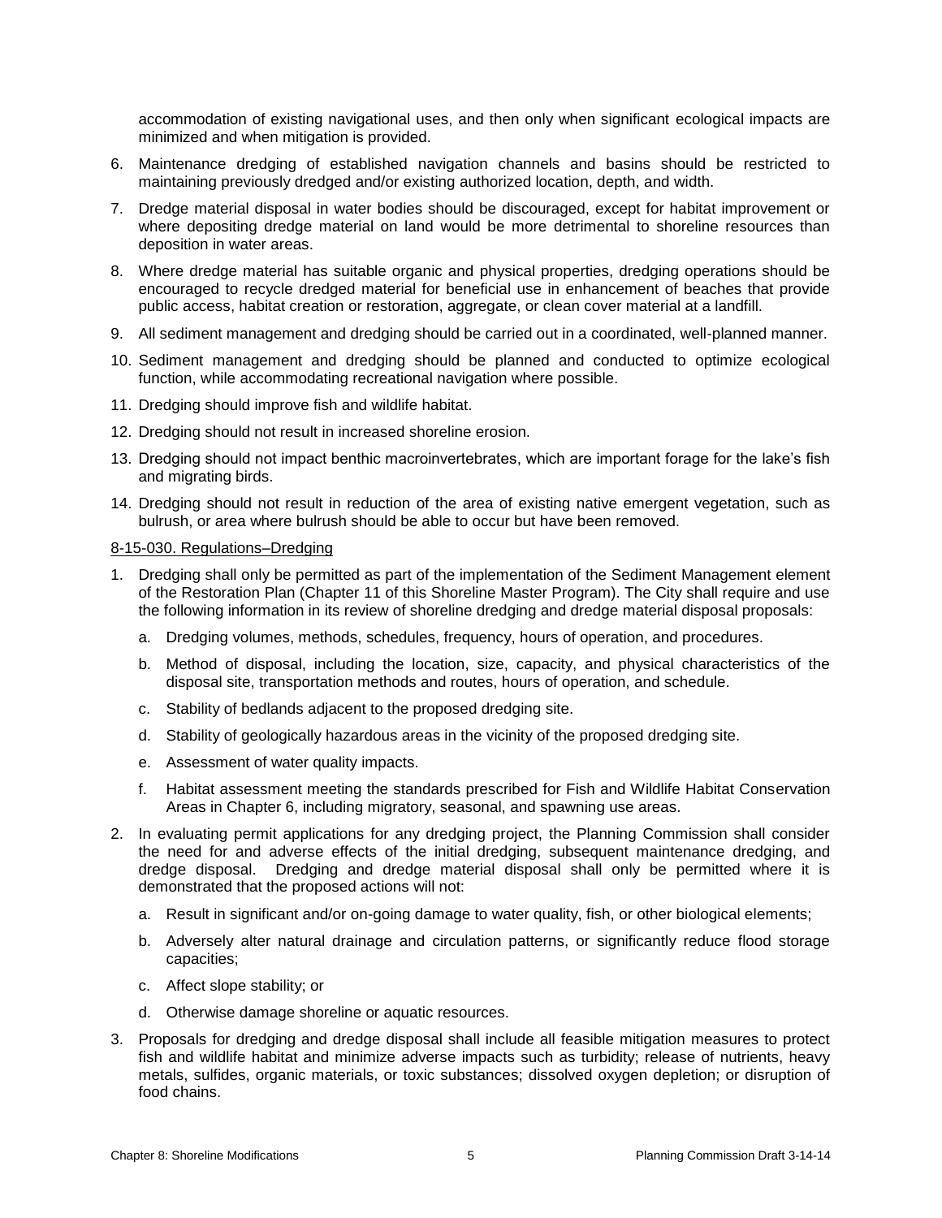accommodation of existing navigational uses, and then only when significant ecological impacts are minimized and when mitigation is provided.

6. Maintenance dredging of established navigation channels and basins should be restricted to maintaining previously dredged and/or existing authorized location, depth, and width.
7. Dredge material disposal in water bodies should be discouraged, except for habitat improvement or where depositing dredge material on land would be more detrimental to shoreline resources than deposition in water areas.
8. Where dredge material has suitable organic and physical properties, dredging operations should be encouraged to recycle dredged material for beneficial use in enhancement of beaches that provide public access, habitat creation or restoration, aggregate, or clean cover material at a landfill.
9. All sediment management and dredging should be carried out in a coordinated, well-planned manner.
10. Sediment management and dredging should be planned and conducted to optimize ecological function, while accommodating recreational navigation where possible.
11. Dredging should improve fish and wildlife habitat.
12. Dredging should not result in increased shoreline erosion.
13. Dredging should not impact benthic macroinvertebrates, which are important forage for the lake's fish and migrating birds.
14. Dredging should not result in reduction of the area of existing native emergent vegetation, such as bulrush, or area where bulrush should be able to occur but have been removed.

8-15-030. Regulations–Dredging

1. Dredging shall only be permitted as part of the implementation of the Sediment Management element of the Restoration Plan (Chapter 11 of this Shoreline Master Program). The City shall require and use the following information in its review of shoreline dredging and dredge material disposal proposals:
   a. Dredging volumes, methods, schedules, frequency, hours of operation, and procedures.
   b. Method of disposal, including the location, size, capacity, and physical characteristics of the disposal site, transportation methods and routes, hours of operation, and schedule.
   c. Stability of bedlands adjacent to the proposed dredging site.
   d. Stability of geologically hazardous areas in the vicinity of the proposed dredging site.
   e. Assessment of water quality impacts.
   f. Habitat assessment meeting the standards prescribed for Fish and Wildlife Habitat Conservation Areas in Chapter 6, including migratory, seasonal, and spawning use areas.
2. In evaluating permit applications for any dredging project, the Planning Commission shall consider the need for and adverse effects of the initial dredging, subsequent maintenance dredging, and dredge disposal. Dredging and dredge material disposal shall only be permitted where it is demonstrated that the proposed actions will not:
   a. Result in significant and/or on-going damage to water quality, fish, or other biological elements;
   b. Adversely alter natural drainage and circulation patterns, or significantly reduce flood storage capacities;
   c. Affect slope stability; or
   d. Otherwise damage shoreline or aquatic resources.
3. Proposals for dredging and dredge disposal shall include all feasible mitigation measures to protect fish and wildlife habitat and minimize adverse impacts such as turbidity; release of nutrients, heavy metals, sulfides, organic materials, or toxic substances; dissolved oxygen depletion; or disruption of food chains.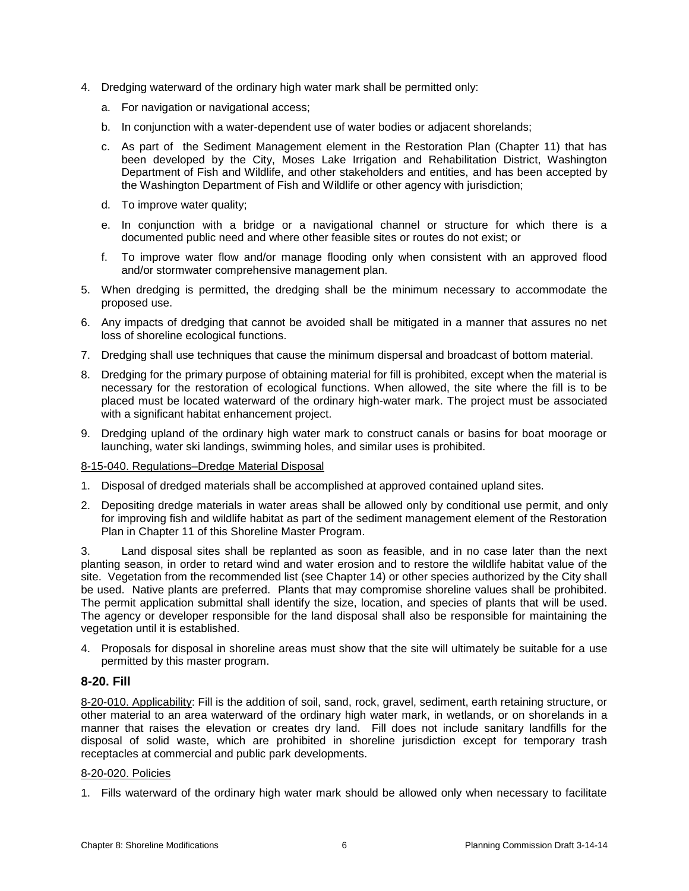4. Dredging waterward of the ordinary high water mark shall be permitted only:
   a. For navigation or navigational access;
   b. In conjunction with a water-dependent use of water bodies or adjacent shorelands;
   c. As part of the Sediment Management element in the Restoration Plan (Chapter 11) that has been developed by the City, Moses Lake Irrigation and Rehabilitation District, Washington Department of Fish and Wildlife, and other stakeholders and entities, and has been accepted by the Washington Department of Fish and Wildlife or other agency with jurisdiction;
   d. To improve water quality;
   e. In conjunction with a bridge or a navigational channel or structure for which there is a documented public need and where other feasible sites or routes do not exist; or
   f. To improve water flow and/or manage flooding only when consistent with an approved flood and/or stormwater comprehensive management plan.
5. When dredging is permitted, the dredging shall be the minimum necessary to accommodate the proposed use.
6. Any impacts of dredging that cannot be avoided shall be mitigated in a manner that assures no net loss of shoreline ecological functions.
7. Dredging shall use techniques that cause the minimum dispersal and broadcast of bottom material.
8. Dredging for the primary purpose of obtaining material for fill is prohibited, except when the material is necessary for the restoration of ecological functions. When allowed, the site where the fill is to be placed must be located waterward of the ordinary high-water mark. The project must be associated with a significant habitat enhancement project.
9. Dredging upland of the ordinary high water mark to construct canals or basins for boat moorage or launching, water ski landings, swimming holes, and similar uses is prohibited.

8-15-040. Regulations–Dredge Material Disposal

1. Disposal of dredged materials shall be accomplished at approved contained upland sites.
2. Depositing dredge materials in water areas shall be allowed only by conditional use permit, and only for improving fish and wildlife habitat as part of the sediment management element of the Restoration Plan in Chapter 11 of this Shoreline Master Program.
3. Land disposal sites shall be replanted as soon as feasible, and in no case later than the next planting season, in order to retard wind and water erosion and to restore the wildlife habitat value of the site. Vegetation from the recommended list (see Chapter 14) or other species authorized by the City shall be used. Native plants are preferred. Plants that may compromise shoreline values shall be prohibited. The permit application submittal shall identify the size, location, and species of plants that will be used. The agency or developer responsible for the land disposal shall also be responsible for maintaining the vegetation until it is established.
4. Proposals for disposal in shoreline areas must show that the site will ultimately be suitable for a use permitted by this master program.

## 8-20. Fill

8-20-010. Applicability: Fill is the addition of soil, sand, rock, gravel, sediment, earth retaining structure, or other material to an area waterward of the ordinary high water mark, in wetlands, or on shorelands in a manner that raises the elevation or creates dry land. Fill does not include sanitary landfills for the disposal of solid waste, which are prohibited in shoreline jurisdiction except for temporary trash receptacles at commercial and public park developments.

8-20-020. Policies

1. Fills waterward of the ordinary high water mark should be allowed only when necessary to facilitate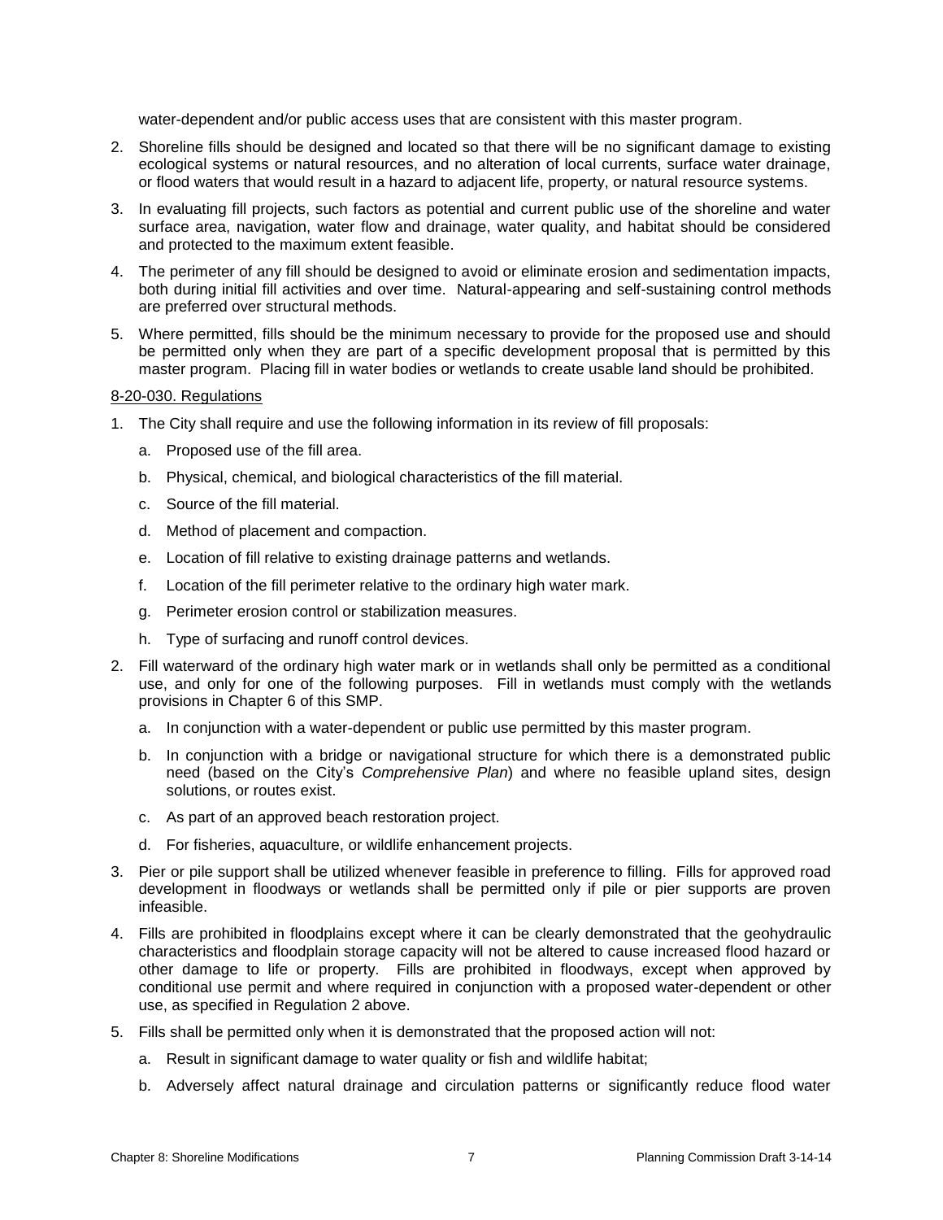water-dependent and/or public access uses that are consistent with this master program.

2. Shoreline fills should be designed and located so that there will be no significant damage to existing ecological systems or natural resources, and no alteration of local currents, surface water drainage, or flood waters that would result in a hazard to adjacent life, property, or natural resource systems.
3. In evaluating fill projects, such factors as potential and current public use of the shoreline and water surface area, navigation, water flow and drainage, water quality, and habitat should be considered and protected to the maximum extent feasible.
4. The perimeter of any fill should be designed to avoid or eliminate erosion and sedimentation impacts, both during initial fill activities and over time. Natural-appearing and self-sustaining control methods are preferred over structural methods.
5. Where permitted, fills should be the minimum necessary to provide for the proposed use and should be permitted only when they are part of a specific development proposal that is permitted by this master program. Placing fill in water bodies or wetlands to create usable land should be prohibited.

8-20-030. Regulations

1. The City shall require and use the following information in its review of fill proposals:
   a. Proposed use of the fill area.
   b. Physical, chemical, and biological characteristics of the fill material.
   c. Source of the fill material.
   d. Method of placement and compaction.
   e. Location of fill relative to existing drainage patterns and wetlands.
   f. Location of the fill perimeter relative to the ordinary high water mark.
   g. Perimeter erosion control or stabilization measures.
   h. Type of surfacing and runoff control devices.
2. Fill waterward of the ordinary high water mark or in wetlands shall only be permitted as a conditional use, and only for one of the following purposes. Fill in wetlands must comply with the wetlands provisions in Chapter 6 of this SMP.
   a. In conjunction with a water-dependent or public use permitted by this master program.
   b. In conjunction with a bridge or navigational structure for which there is a demonstrated public need (based on the City's *Comprehensive Plan*) and where no feasible upland sites, design solutions, or routes exist.
   c. As part of an approved beach restoration project.
   d. For fisheries, aquaculture, or wildlife enhancement projects.
3. Pier or pile support shall be utilized whenever feasible in preference to filling. Fills for approved road development in floodways or wetlands shall be permitted only if pile or pier supports are proven infeasible.
4. Fills are prohibited in floodplains except where it can be clearly demonstrated that the geohydraulic characteristics and floodplain storage capacity will not be altered to cause increased flood hazard or other damage to life or property. Fills are prohibited in floodways, except when approved by conditional use permit and where required in conjunction with a proposed water-dependent or other use, as specified in Regulation 2 above.
5. Fills shall be permitted only when it is demonstrated that the proposed action will not:
   a. Result in significant damage to water quality or fish and wildlife habitat;
   b. Adversely affect natural drainage and circulation patterns or significantly reduce flood water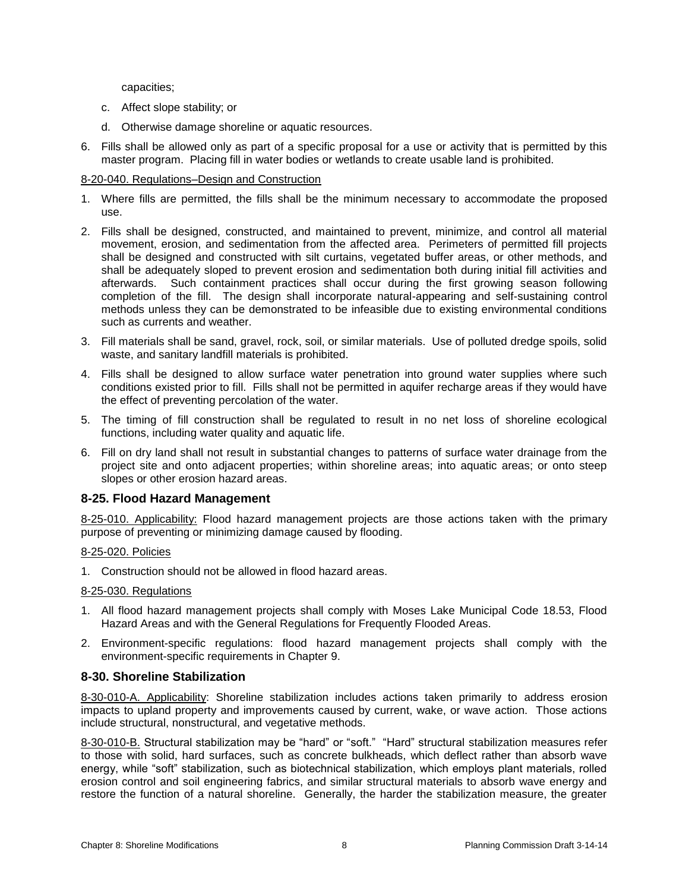capacities;

c. Affect slope stability; or

d. Otherwise damage shoreline or aquatic resources.

6. Fills shall be allowed only as part of a specific proposal for a use or activity that is permitted by this master program. Placing fill in water bodies or wetlands to create usable land is prohibited.

<u>8-20-040. Regulations–Design and Construction</u>

1. Where fills are permitted, the fills shall be the minimum necessary to accommodate the proposed use.
2. Fills shall be designed, constructed, and maintained to prevent, minimize, and control all material movement, erosion, and sedimentation from the affected area. Perimeters of permitted fill projects shall be designed and constructed with silt curtains, vegetated buffer areas, or other methods, and shall be adequately sloped to prevent erosion and sedimentation both during initial fill activities and afterwards. Such containment practices shall occur during the first growing season following completion of the fill. The design shall incorporate natural-appearing and self-sustaining control methods unless they can be demonstrated to be infeasible due to existing environmental conditions such as currents and weather.
3. Fill materials shall be sand, gravel, rock, soil, or similar materials. Use of polluted dredge spoils, solid waste, and sanitary landfill materials is prohibited.
4. Fills shall be designed to allow surface water penetration into ground water supplies where such conditions existed prior to fill. Fills shall not be permitted in aquifer recharge areas if they would have the effect of preventing percolation of the water.
5. The timing of fill construction shall be regulated to result in no net loss of shoreline ecological functions, including water quality and aquatic life.
6. Fill on dry land shall not result in substantial changes to patterns of surface water drainage from the project site and onto adjacent properties; within shoreline areas; into aquatic areas; or onto steep slopes or other erosion hazard areas.

## 8-25. Flood Hazard Management

<u>8-25-010. Applicability:</u> Flood hazard management projects are those actions taken with the primary purpose of preventing or minimizing damage caused by flooding.

<u>8-25-020. Policies</u>

1. Construction should not be allowed in flood hazard areas.

<u>8-25-030. Regulations</u>

1. All flood hazard management projects shall comply with Moses Lake Municipal Code 18.53, Flood Hazard Areas and with the General Regulations for Frequently Flooded Areas.
2. Environment-specific regulations: flood hazard management projects shall comply with the environment-specific requirements in Chapter 9.

## 8-30. Shoreline Stabilization

<u>8-30-010-A. Applicability</u>: Shoreline stabilization includes actions taken primarily to address erosion impacts to upland property and improvements caused by current, wake, or wave action. Those actions include structural, nonstructural, and vegetative methods.

<u>8-30-010-B.</u> Structural stabilization may be "hard" or "soft." "Hard" structural stabilization measures refer to those with solid, hard surfaces, such as concrete bulkheads, which deflect rather than absorb wave energy, while "soft" stabilization, such as biotechnical stabilization, which employs plant materials, rolled erosion control and soil engineering fabrics, and similar structural materials to absorb wave energy and restore the function of a natural shoreline. Generally, the harder the stabilization measure, the greater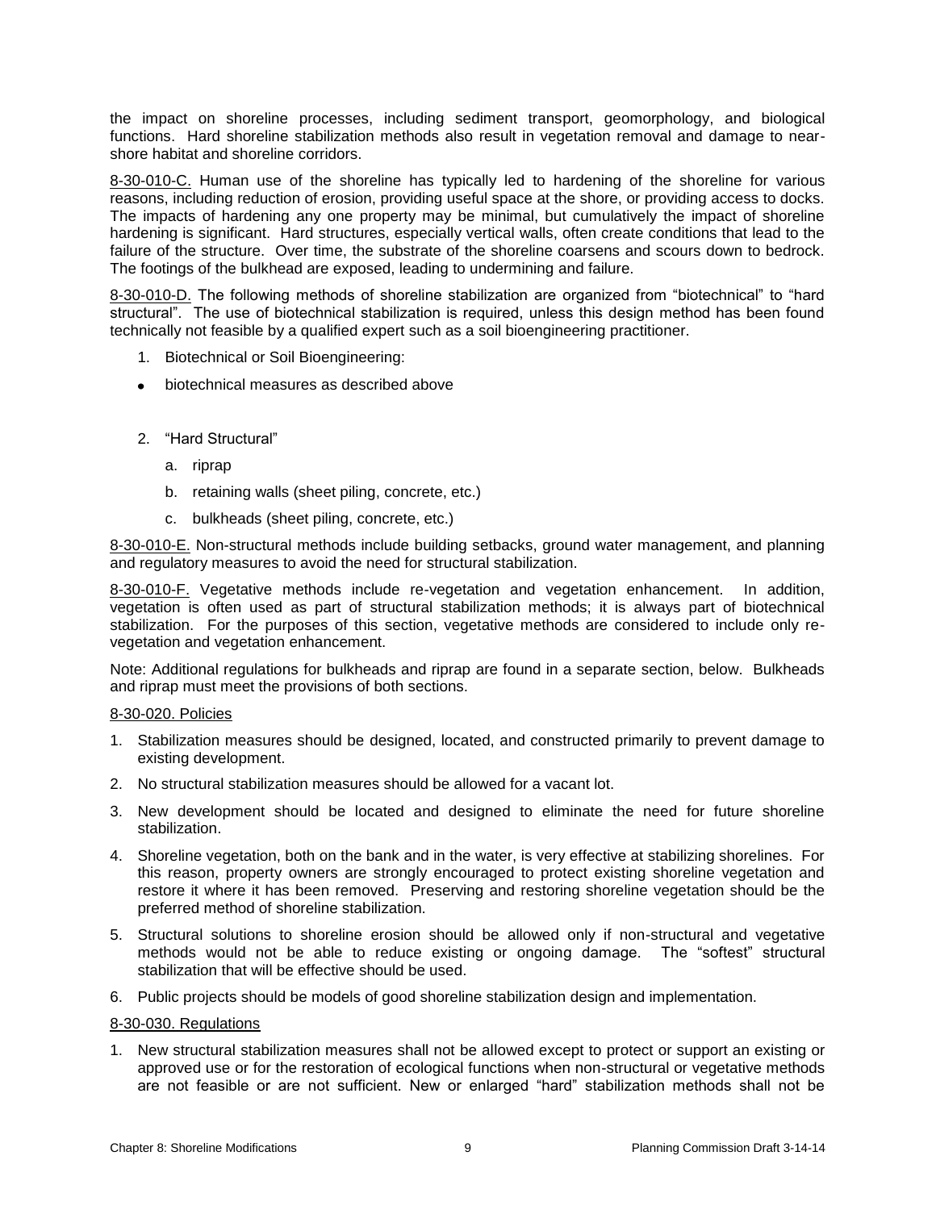the impact on shoreline processes, including sediment transport, geomorphology, and biological functions. Hard shoreline stabilization methods also result in vegetation removal and damage to near-shore habitat and shoreline corridors.

8-30-010-C. Human use of the shoreline has typically led to hardening of the shoreline for various reasons, including reduction of erosion, providing useful space at the shore, or providing access to docks. The impacts of hardening any one property may be minimal, but cumulatively the impact of shoreline hardening is significant. Hard structures, especially vertical walls, often create conditions that lead to the failure of the structure. Over time, the substrate of the shoreline coarsens and scours down to bedrock. The footings of the bulkhead are exposed, leading to undermining and failure.

8-30-010-D. The following methods of shoreline stabilization are organized from "biotechnical" to "hard structural". The use of biotechnical stabilization is required, unless this design method has been found technically not feasible by a qualified expert such as a soil bioengineering practitioner.

1. Biotechnical or Soil Bioengineering:
   - biotechnical measures as described above

2. "Hard Structural"
   a. riprap
   b. retaining walls (sheet piling, concrete, etc.)
   c. bulkheads (sheet piling, concrete, etc.)

8-30-010-E. Non-structural methods include building setbacks, ground water management, and planning and regulatory measures to avoid the need for structural stabilization.

8-30-010-F. Vegetative methods include re-vegetation and vegetation enhancement. In addition, vegetation is often used as part of structural stabilization methods; it is always part of biotechnical stabilization. For the purposes of this section, vegetative methods are considered to include only re-vegetation and vegetation enhancement.

Note: Additional regulations for bulkheads and riprap are found in a separate section, below. Bulkheads and riprap must meet the provisions of both sections.

## 8-30-020. Policies

1. Stabilization measures should be designed, located, and constructed primarily to prevent damage to existing development.
2. No structural stabilization measures should be allowed for a vacant lot.
3. New development should be located and designed to eliminate the need for future shoreline stabilization.
4. Shoreline vegetation, both on the bank and in the water, is very effective at stabilizing shorelines. For this reason, property owners are strongly encouraged to protect existing shoreline vegetation and restore it where it has been removed. Preserving and restoring shoreline vegetation should be the preferred method of shoreline stabilization.
5. Structural solutions to shoreline erosion should be allowed only if non-structural and vegetative methods would not be able to reduce existing or ongoing damage. The "softest" structural stabilization that will be effective should be used.
6. Public projects should be models of good shoreline stabilization design and implementation.

## 8-30-030. Regulations

1. New structural stabilization measures shall not be allowed except to protect or support an existing or approved use or for the restoration of ecological functions when non-structural or vegetative methods are not feasible or are not sufficient. New or enlarged "hard" stabilization methods shall not be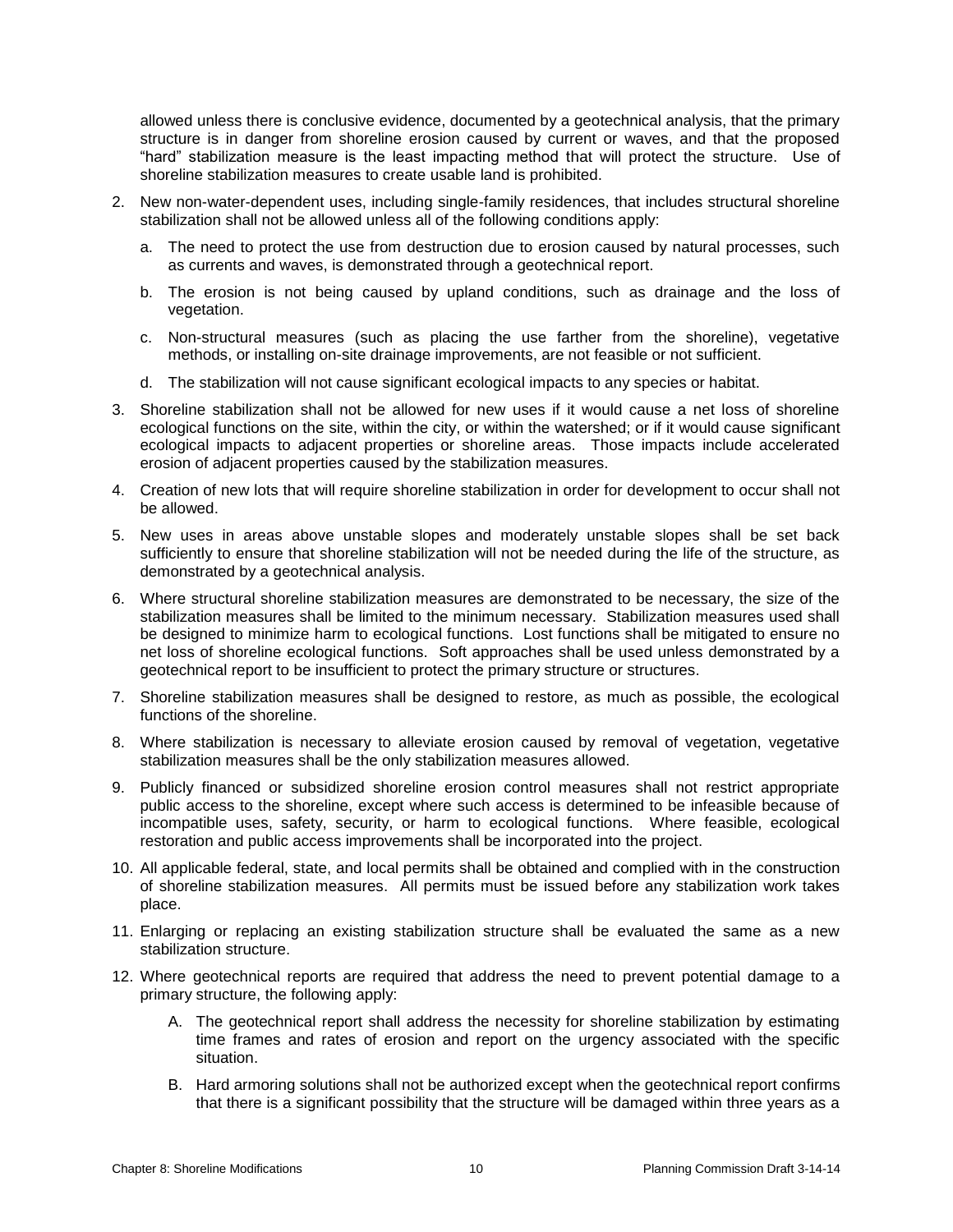allowed unless there is conclusive evidence, documented by a geotechnical analysis, that the primary structure is in danger from shoreline erosion caused by current or waves, and that the proposed "hard" stabilization measure is the least impacting method that will protect the structure. Use of shoreline stabilization measures to create usable land is prohibited.

2. New non-water-dependent uses, including single-family residences, that includes structural shoreline stabilization shall not be allowed unless all of the following conditions apply:

   a. The need to protect the use from destruction due to erosion caused by natural processes, such as currents and waves, is demonstrated through a geotechnical report.

   b. The erosion is not being caused by upland conditions, such as drainage and the loss of vegetation.

   c. Non-structural measures (such as placing the use farther from the shoreline), vegetative methods, or installing on-site drainage improvements, are not feasible or not sufficient.

   d. The stabilization will not cause significant ecological impacts to any species or habitat.

3. Shoreline stabilization shall not be allowed for new uses if it would cause a net loss of shoreline ecological functions on the site, within the city, or within the watershed; or if it would cause significant ecological impacts to adjacent properties or shoreline areas. Those impacts include accelerated erosion of adjacent properties caused by the stabilization measures.

4. Creation of new lots that will require shoreline stabilization in order for development to occur shall not be allowed.

5. New uses in areas above unstable slopes and moderately unstable slopes shall be set back sufficiently to ensure that shoreline stabilization will not be needed during the life of the structure, as demonstrated by a geotechnical analysis.

6. Where structural shoreline stabilization measures are demonstrated to be necessary, the size of the stabilization measures shall be limited to the minimum necessary. Stabilization measures used shall be designed to minimize harm to ecological functions. Lost functions shall be mitigated to ensure no net loss of shoreline ecological functions. Soft approaches shall be used unless demonstrated by a geotechnical report to be insufficient to protect the primary structure or structures.

7. Shoreline stabilization measures shall be designed to restore, as much as possible, the ecological functions of the shoreline.

8. Where stabilization is necessary to alleviate erosion caused by removal of vegetation, vegetative stabilization measures shall be the only stabilization measures allowed.

9. Publicly financed or subsidized shoreline erosion control measures shall not restrict appropriate public access to the shoreline, except where such access is determined to be infeasible because of incompatible uses, safety, security, or harm to ecological functions. Where feasible, ecological restoration and public access improvements shall be incorporated into the project.

10. All applicable federal, state, and local permits shall be obtained and complied with in the construction of shoreline stabilization measures. All permits must be issued before any stabilization work takes place.

11. Enlarging or replacing an existing stabilization structure shall be evaluated the same as a new stabilization structure.

12. Where geotechnical reports are required that address the need to prevent potential damage to a primary structure, the following apply:

   A. The geotechnical report shall address the necessity for shoreline stabilization by estimating time frames and rates of erosion and report on the urgency associated with the specific situation.

   B. Hard armoring solutions shall not be authorized except when the geotechnical report confirms that there is a significant possibility that the structure will be damaged within three years as a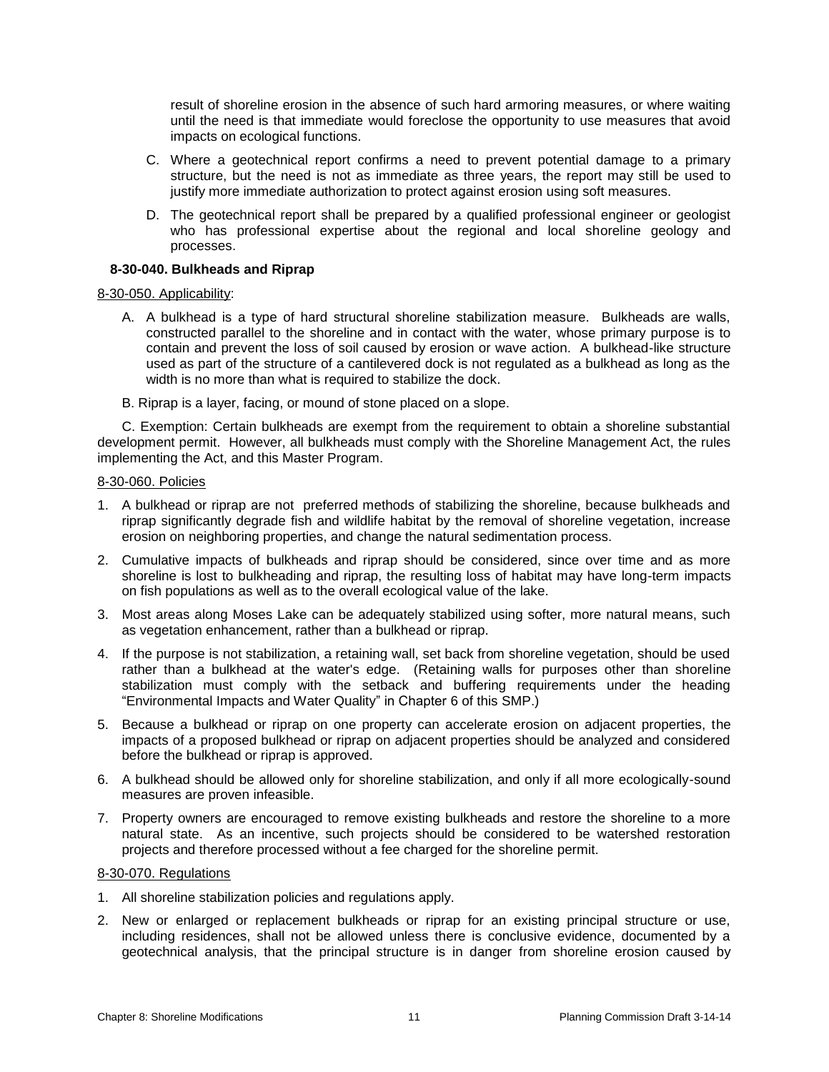result of shoreline erosion in the absence of such hard armoring measures, or where waiting until the need is that immediate would foreclose the opportunity to use measures that avoid impacts on ecological functions.

C. Where a geotechnical report confirms a need to prevent potential damage to a primary structure, but the need is not as immediate as three years, the report may still be used to justify more immediate authorization to protect against erosion using soft measures.

D. The geotechnical report shall be prepared by a qualified professional engineer or geologist who has professional expertise about the regional and local shoreline geology and processes.

**8-30-040. Bulkheads and Riprap**

8-30-050. Applicability:

A. A bulkhead is a type of hard structural shoreline stabilization measure. Bulkheads are walls, constructed parallel to the shoreline and in contact with the water, whose primary purpose is to contain and prevent the loss of soil caused by erosion or wave action. A bulkhead-like structure used as part of the structure of a cantilevered dock is not regulated as a bulkhead as long as the width is no more than what is required to stabilize the dock.

B. Riprap is a layer, facing, or mound of stone placed on a slope.

C. Exemption: Certain bulkheads are exempt from the requirement to obtain a shoreline substantial development permit. However, all bulkheads must comply with the Shoreline Management Act, the rules implementing the Act, and this Master Program.

8-30-060. Policies

1. A bulkhead or riprap are not preferred methods of stabilizing the shoreline, because bulkheads and riprap significantly degrade fish and wildlife habitat by the removal of shoreline vegetation, increase erosion on neighboring properties, and change the natural sedimentation process.
2. Cumulative impacts of bulkheads and riprap should be considered, since over time and as more shoreline is lost to bulkheading and riprap, the resulting loss of habitat may have long-term impacts on fish populations as well as to the overall ecological value of the lake.
3. Most areas along Moses Lake can be adequately stabilized using softer, more natural means, such as vegetation enhancement, rather than a bulkhead or riprap.
4. If the purpose is not stabilization, a retaining wall, set back from shoreline vegetation, should be used rather than a bulkhead at the water's edge. (Retaining walls for purposes other than shoreline stabilization must comply with the setback and buffering requirements under the heading "Environmental Impacts and Water Quality" in Chapter 6 of this SMP.)
5. Because a bulkhead or riprap on one property can accelerate erosion on adjacent properties, the impacts of a proposed bulkhead or riprap on adjacent properties should be analyzed and considered before the bulkhead or riprap is approved.
6. A bulkhead should be allowed only for shoreline stabilization, and only if all more ecologically-sound measures are proven infeasible.
7. Property owners are encouraged to remove existing bulkheads and restore the shoreline to a more natural state. As an incentive, such projects should be considered to be watershed restoration projects and therefore processed without a fee charged for the shoreline permit.

8-30-070. Regulations

1. All shoreline stabilization policies and regulations apply.
2. New or enlarged or replacement bulkheads or riprap for an existing principal structure or use, including residences, shall not be allowed unless there is conclusive evidence, documented by a geotechnical analysis, that the principal structure is in danger from shoreline erosion caused by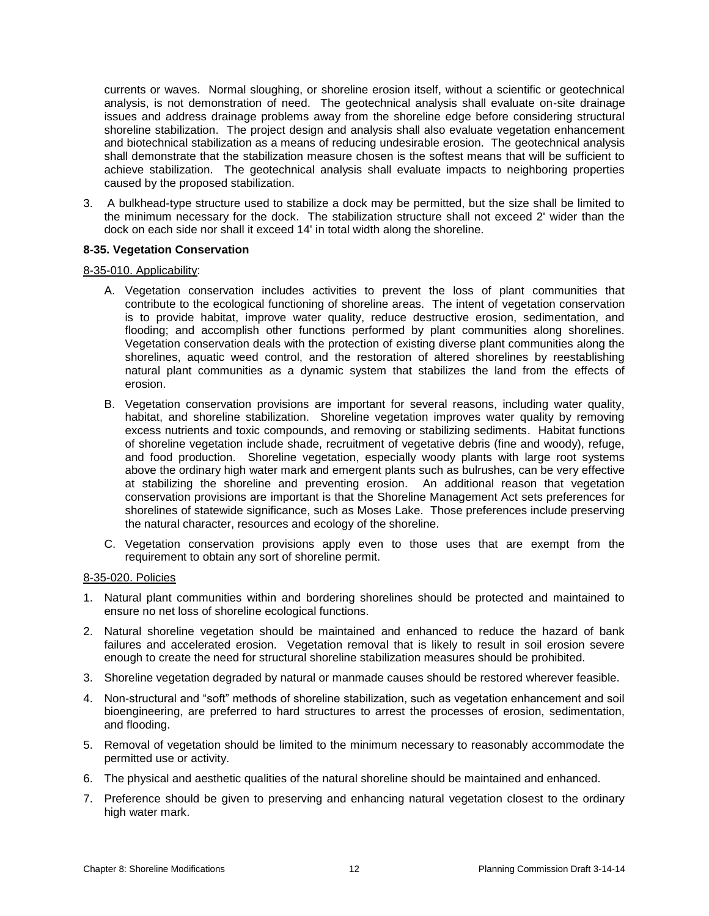currents or waves. Normal sloughing, or shoreline erosion itself, without a scientific or geotechnical analysis, is not demonstration of need. The geotechnical analysis shall evaluate on-site drainage issues and address drainage problems away from the shoreline edge before considering structural shoreline stabilization. The project design and analysis shall also evaluate vegetation enhancement and biotechnical stabilization as a means of reducing undesirable erosion. The geotechnical analysis shall demonstrate that the stabilization measure chosen is the softest means that will be sufficient to achieve stabilization. The geotechnical analysis shall evaluate impacts to neighboring properties caused by the proposed stabilization.

3. A bulkhead-type structure used to stabilize a dock may be permitted, but the size shall be limited to the minimum necessary for the dock. The stabilization structure shall not exceed 2' wider than the dock on each side nor shall it exceed 14' in total width along the shoreline.

**8-35. Vegetation Conservation**

8-35-010. Applicability:

A. Vegetation conservation includes activities to prevent the loss of plant communities that contribute to the ecological functioning of shoreline areas. The intent of vegetation conservation is to provide habitat, improve water quality, reduce destructive erosion, sedimentation, and flooding; and accomplish other functions performed by plant communities along shorelines. Vegetation conservation deals with the protection of existing diverse plant communities along the shorelines, aquatic weed control, and the restoration of altered shorelines by reestablishing natural plant communities as a dynamic system that stabilizes the land from the effects of erosion.

B. Vegetation conservation provisions are important for several reasons, including water quality, habitat, and shoreline stabilization. Shoreline vegetation improves water quality by removing excess nutrients and toxic compounds, and removing or stabilizing sediments. Habitat functions of shoreline vegetation include shade, recruitment of vegetative debris (fine and woody), refuge, and food production. Shoreline vegetation, especially woody plants with large root systems above the ordinary high water mark and emergent plants such as bulrushes, can be very effective at stabilizing the shoreline and preventing erosion. An additional reason that vegetation conservation provisions are important is that the Shoreline Management Act sets preferences for shorelines of statewide significance, such as Moses Lake. Those preferences include preserving the natural character, resources and ecology of the shoreline.

C. Vegetation conservation provisions apply even to those uses that are exempt from the requirement to obtain any sort of shoreline permit.

8-35-020. Policies

1. Natural plant communities within and bordering shorelines should be protected and maintained to ensure no net loss of shoreline ecological functions.
2. Natural shoreline vegetation should be maintained and enhanced to reduce the hazard of bank failures and accelerated erosion. Vegetation removal that is likely to result in soil erosion severe enough to create the need for structural shoreline stabilization measures should be prohibited.
3. Shoreline vegetation degraded by natural or manmade causes should be restored wherever feasible.
4. Non-structural and “soft” methods of shoreline stabilization, such as vegetation enhancement and soil bioengineering, are preferred to hard structures to arrest the processes of erosion, sedimentation, and flooding.
5. Removal of vegetation should be limited to the minimum necessary to reasonably accommodate the permitted use or activity.
6. The physical and aesthetic qualities of the natural shoreline should be maintained and enhanced.
7. Preference should be given to preserving and enhancing natural vegetation closest to the ordinary high water mark.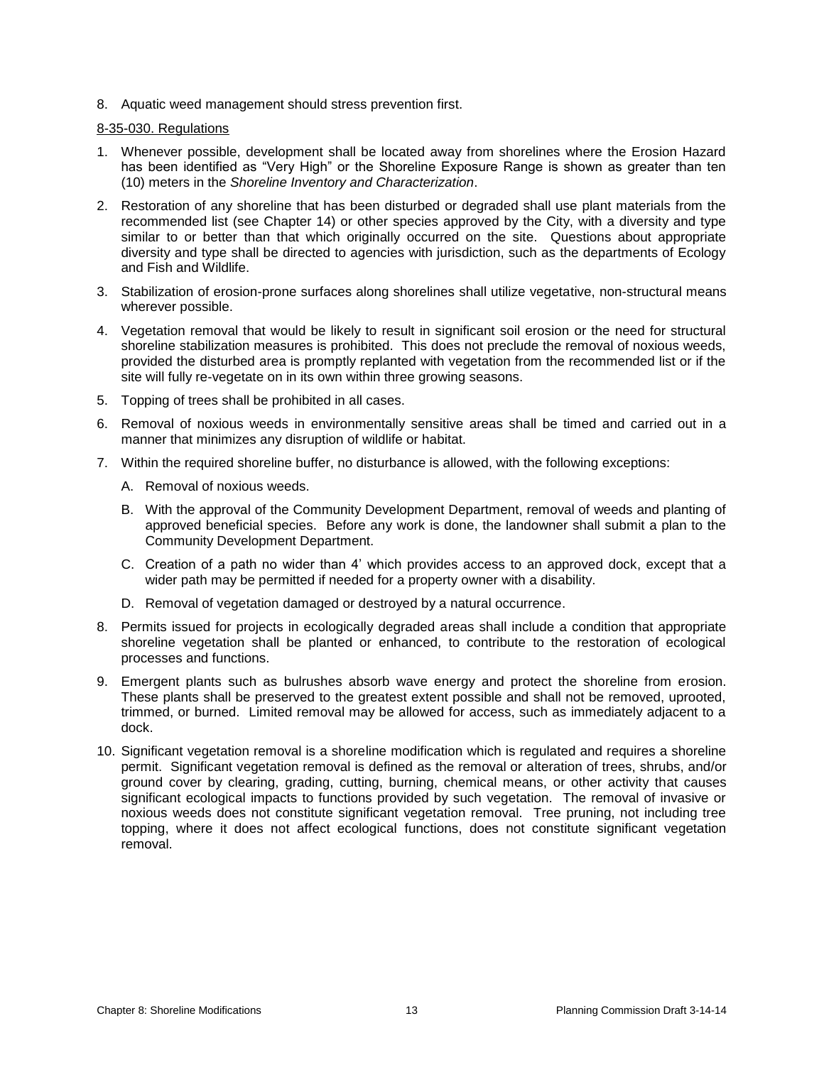8. Aquatic weed management should stress prevention first.

8-35-030. Regulations

1. Whenever possible, development shall be located away from shorelines where the Erosion Hazard has been identified as "Very High" or the Shoreline Exposure Range is shown as greater than ten (10) meters in the *Shoreline Inventory and Characterization*.
2. Restoration of any shoreline that has been disturbed or degraded shall use plant materials from the recommended list (see Chapter 14) or other species approved by the City, with a diversity and type similar to or better than that which originally occurred on the site. Questions about appropriate diversity and type shall be directed to agencies with jurisdiction, such as the departments of Ecology and Fish and Wildlife.
3. Stabilization of erosion-prone surfaces along shorelines shall utilize vegetative, non-structural means wherever possible.
4. Vegetation removal that would be likely to result in significant soil erosion or the need for structural shoreline stabilization measures is prohibited. This does not preclude the removal of noxious weeds, provided the disturbed area is promptly replanted with vegetation from the recommended list or if the site will fully re-vegetate on in its own within three growing seasons.
5. Topping of trees shall be prohibited in all cases.
6. Removal of noxious weeds in environmentally sensitive areas shall be timed and carried out in a manner that minimizes any disruption of wildlife or habitat.
7. Within the required shoreline buffer, no disturbance is allowed, with the following exceptions:
   A. Removal of noxious weeds.
   B. With the approval of the Community Development Department, removal of weeds and planting of approved beneficial species. Before any work is done, the landowner shall submit a plan to the Community Development Department.
   C. Creation of a path no wider than 4' which provides access to an approved dock, except that a wider path may be permitted if needed for a property owner with a disability.
   D. Removal of vegetation damaged or destroyed by a natural occurrence.
8. Permits issued for projects in ecologically degraded areas shall include a condition that appropriate shoreline vegetation shall be planted or enhanced, to contribute to the restoration of ecological processes and functions.
9. Emergent plants such as bulrushes absorb wave energy and protect the shoreline from erosion. These plants shall be preserved to the greatest extent possible and shall not be removed, uprooted, trimmed, or burned. Limited removal may be allowed for access, such as immediately adjacent to a dock.
10. Significant vegetation removal is a shoreline modification which is regulated and requires a shoreline permit. Significant vegetation removal is defined as the removal or alteration of trees, shrubs, and/or ground cover by clearing, grading, cutting, burning, chemical means, or other activity that causes significant ecological impacts to functions provided by such vegetation. The removal of invasive or noxious weeds does not constitute significant vegetation removal. Tree pruning, not including tree topping, where it does not affect ecological functions, does not constitute significant vegetation removal.